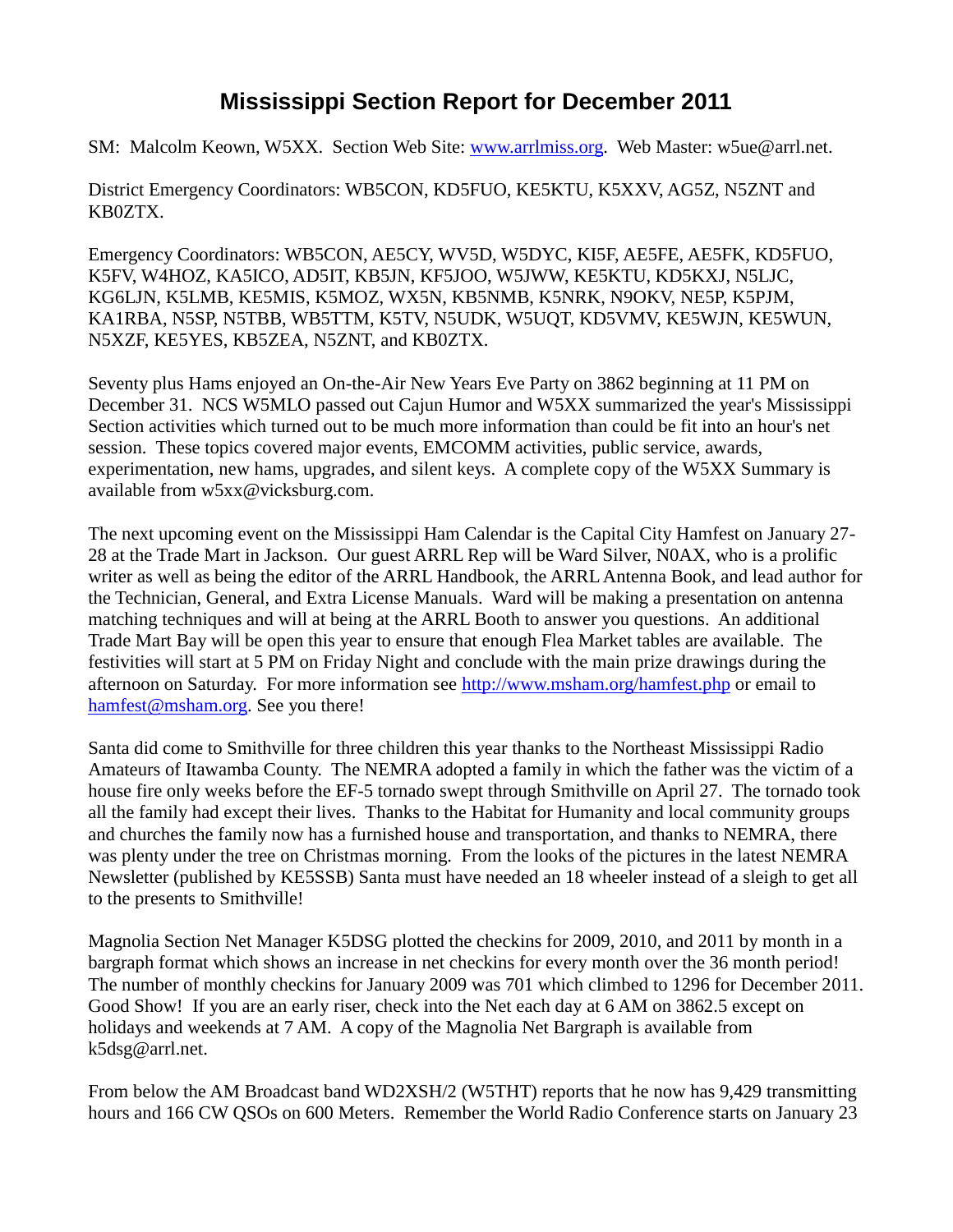# Mississippi Section Report for December 2011

SM: Malcolm Keown, W5XX. Section Web Site: www.arrlmiss.org. Web Master: w5ue@arrl.net.

District Emergency Coordinators: WB5CON, KD5FUO, KE5KTU, K5XXV, AG5Z, N5ZNT and KB0ZTX.

Emergency Coordinators: WB5CON, AE5CY, WV5D, W5DYC, KI5F, AE5FE, AE5FK, KD5FUO, K5FV, W4HOZ, KA5ICO, AD5IT, KB5JN, KF5JOO, W5JWW, KE5KTU, KD5KXJ, N5LJC, KG6LJN, K5LMB, KE5MIS, K5MOZ, WX5N, KB5NMB, K5NRK, N9OKV, NE5P, K5PJM, KA1RBA, N5SP, N5TBB, WB5TTM, K5TV, N5UDK, W5UQT, KD5VMV, KE5WJN, KE5WUN, N5XZF, KE5YES, KB5ZEA, N5ZNT, and KB0ZTX.

Seventy plus Hams enjoyed an On-the-Air New Years Eve Party on 3862 beginning at 11 PM on December 31. NCS W5MLO passed out Cajun Humor and W5XX summarized the year's Mississippi Section activities which turned out to be much more information than could be fit into an hour's net session. These topics covered major events, EMCOMM activities, public service, awards, experimentation, new hams, upgrades, and silent keys. A complete copy of the W5XX Summary is available from w5xx@vicksburg.com.

The next upcoming event on the Mississippi Ham Calendar is the Capital City Hamfest on January 27-28 at the Trade Mart in Jackson. Our guest ARRL Rep will be Ward Silver, N0AX, who is a prolific writer as well as being the editor of the ARRL Handbook, the ARRL Antenna Book, and lead author for the Technician, General, and Extra License Manuals. Ward will be making a presentation on antenna matching techniques and will at being at the ARRL Booth to answer you questions. An additional Trade Mart Bay will be open this year to ensure that enough Flea Market tables are available. The festivities will start at 5 PM on Friday Night and conclude with the main prize drawings during the afternoon on Saturday. For more information see http://www.msham.org/hamfest.php or email to hamfest@msham.org. See you there!

Santa did come to Smithville for three children this year thanks to the Northeast Mississippi Radio Amateurs of Itawamba County. The NEMRA adopted a family in which the father was the victim of a house fire only weeks before the EF-5 tornado swept through Smithville on April 27. The tornado took all the family had except their lives. Thanks to the Habitat for Humanity and local community groups and churches the family now has a furnished house and transportation, and thanks to NEMRA, there was plenty under the tree on Christmas morning. From the looks of the pictures in the latest NEMRA Newsletter (published by KE5SSB) Santa must have needed an 18 wheeler instead of a sleigh to get all to the presents to Smithville!

Magnolia Section Net Manager K5DSG plotted the checkins for 2009, 2010, and 2011 by month in a bargraph format which shows an increase in net checkins for every month over the 36 month period! The number of monthly checkins for January 2009 was 701 which climbed to 1296 for December 2011. Good Show! If you are an early riser, check into the Net each day at 6 AM on 3862.5 except on holidays and weekends at 7 AM. A copy of the Magnolia Net Bargraph is available from k5dsg@arrl.net.

From below the AM Broadcast band WD2XSH/2 (W5THT) reports that he now has 9,429 transmitting hours and 166 CW QSOs on 600 Meters. Remember the World Radio Conference starts on January 23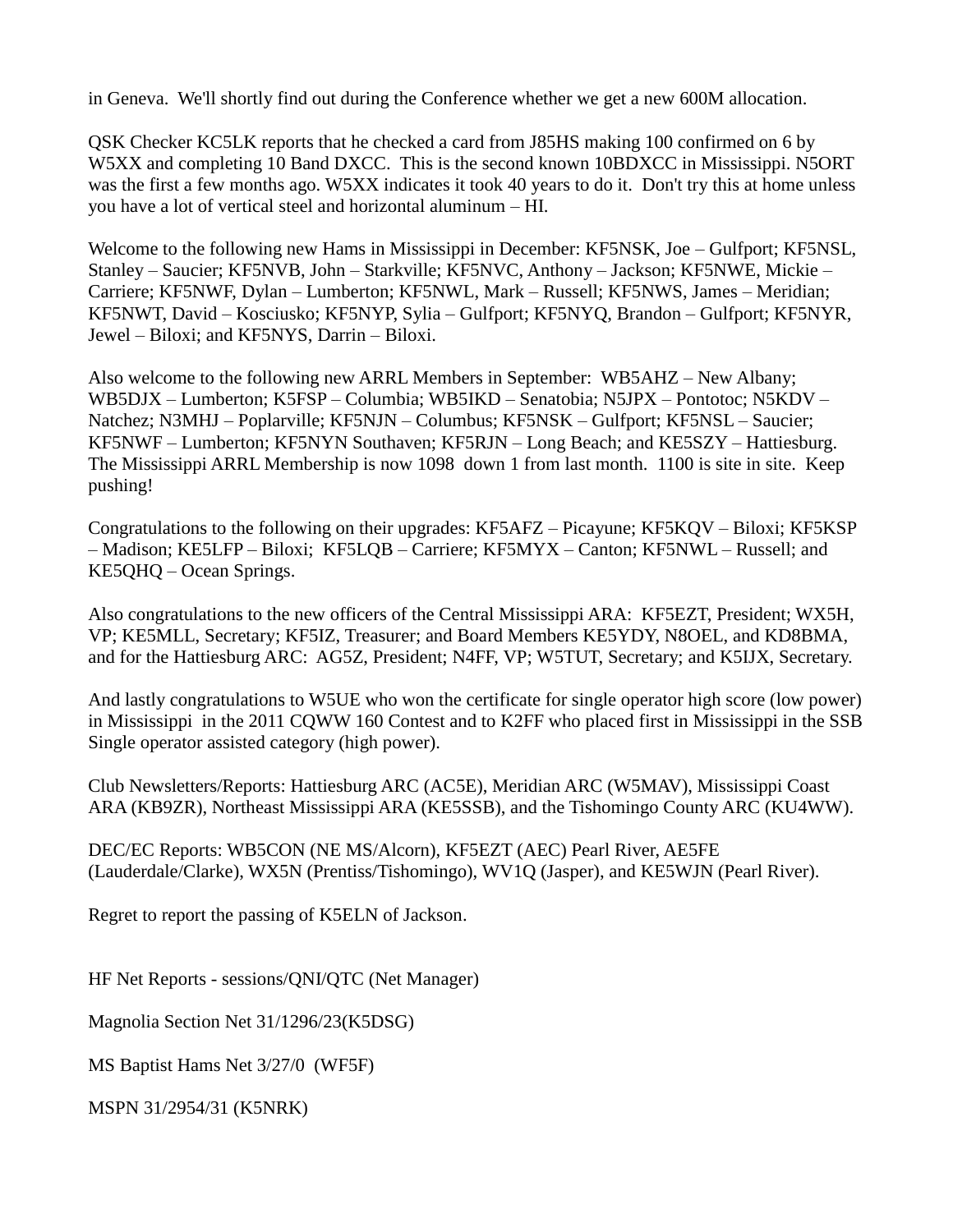in Geneva. We'll shortly find out during the Conference whether we get a new 600M allocation.

QSK Checker KC5LK reports that he checked a card from J85HS making 100 confirmed on 6 by W5XX and completing 10 Band DXCC. This is the second known 10BDXCC in Mississippi. N5ORT was the first a few months ago. W5XX indicates it took 40 years to do it. Don't try this at home unless you have a lot of vertical steel and horizontal aluminum – HI.

Welcome to the following new Hams in Mississippi in December: KF5NSK, Joe – Gulfport; KF5NSL, Stanley – Saucier; KF5NVB, John – Starkville; KF5NVC, Anthony – Jackson; KF5NWE, Mickie – Carriere; KF5NWF, Dylan – Lumberton; KF5NWL, Mark – Russell; KF5NWS, James – Meridian; KF5NWT, David – Kosciusko; KF5NYP, Sylia – Gulfport; KF5NYQ, Brandon – Gulfport; KF5NYR, Jewel – Biloxi; and KF5NYS, Darrin – Biloxi.

Also welcome to the following new ARRL Members in September: WB5AHZ – New Albany; WB5DJX – Lumberton; K5FSP – Columbia; WB5IKD – Senatobia; N5JPX – Pontotoc; N5KDV – Natchez; N3MHJ – Poplarville; KF5NJN – Columbus; KF5NSK – Gulfport; KF5NSL – Saucier; KF5NWF – Lumberton; KF5NYN Southaven; KF5RJN – Long Beach; and KE5SZY – Hattiesburg. The Mississippi ARRL Membership is now 1098 down 1 from last month. 1100 is site in site. Keep pushing!

Congratulations to the following on their upgrades: KF5AFZ – Picayune; KF5KQV – Biloxi; KF5KSP – Madison; KE5LFP – Biloxi; KF5LQB – Carriere; KF5MYX – Canton; KF5NWL – Russell; and KE5QHQ – Ocean Springs.

Also congratulations to the new officers of the Central Mississippi ARA: KF5EZT, President; WX5H, VP; KE5MLL, Secretary; KF5IZ, Treasurer; and Board Members KE5YDY, N8OEL, and KD8BMA, and for the Hattiesburg ARC: AG5Z, President; N4FF, VP; W5TUT, Secretary; and K5IJX, Secretary.

And lastly congratulations to W5UE who won the certificate for single operator high score (low power) in Mississippi in the 2011 CQWW 160 Contest and to K2FF who placed first in Mississippi in the SSB Single operator assisted category (high power).

Club Newsletters/Reports: Hattiesburg ARC (AC5E), Meridian ARC (W5MAV), Mississippi Coast ARA (KB9ZR), Northeast Mississippi ARA (KE5SSB), and the Tishomingo County ARC (KU4WW).

DEC/EC Reports: WB5CON (NE MS/Alcorn), KF5EZT (AEC) Pearl River, AE5FE (Lauderdale/Clarke), WX5N (Prentiss/Tishomingo), WV1Q (Jasper), and KE5WJN (Pearl River).

Regret to report the passing of K5ELN of Jackson.

HF Net Reports - sessions/QNI/QTC (Net Manager)

Magnolia Section Net 31/1296/23(K5DSG)

MS Baptist Hams Net 3/27/0 (WF5F)

MSPN 31/2954/31 (K5NRK)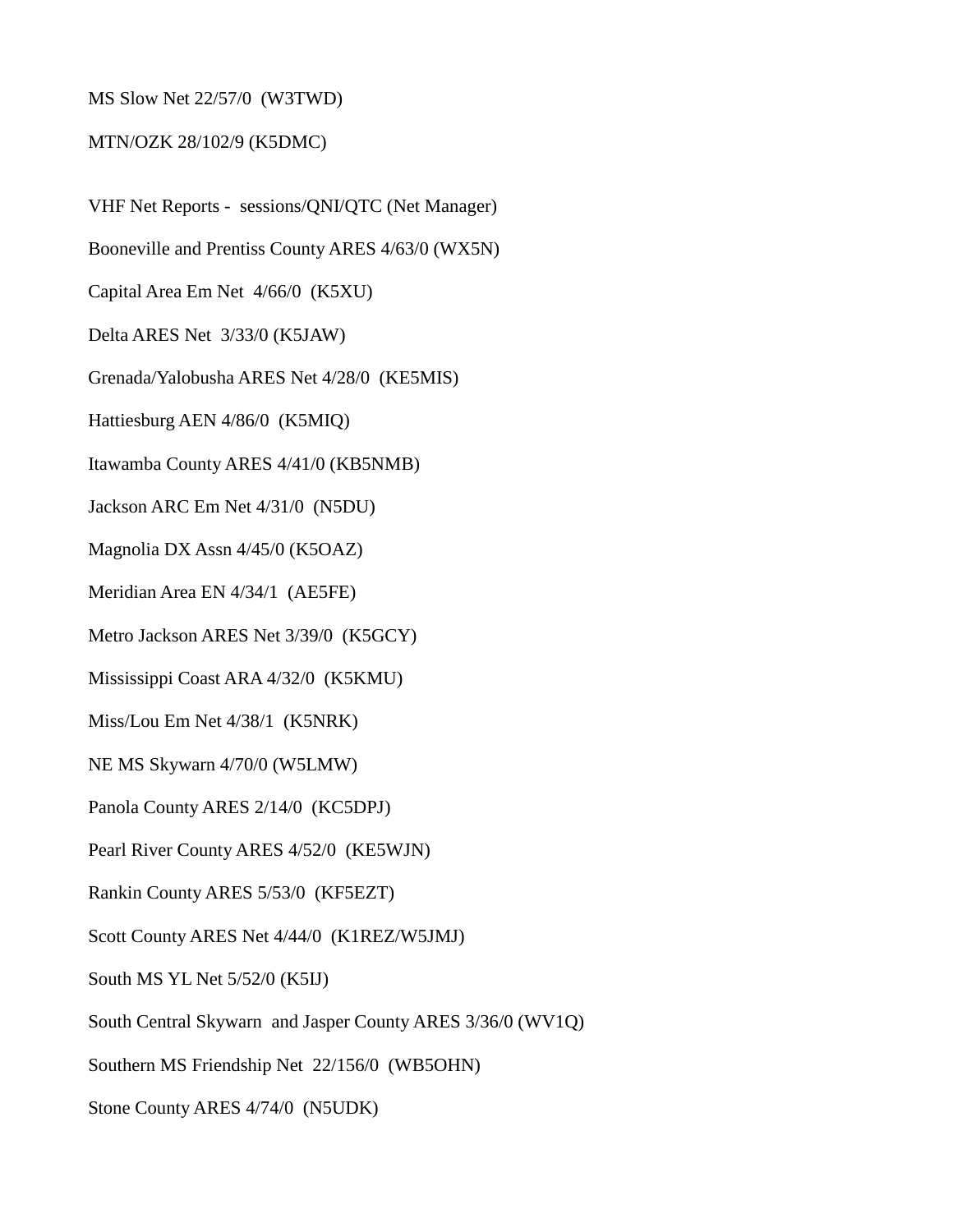MS Slow Net 22/57/0 (W3TWD)

MTN/OZK 28/102/9 (K5DMC)

VHF Net Reports - sessions/QNI/QTC (Net Manager)

Booneville and Prentiss County ARES 4/63/0 (WX5N)

Capital Area Em Net 4/66/0 (K5XU)

Delta ARES Net 3/33/0 (K5JAW)

Grenada/Yalobusha ARES Net 4/28/0 (KE5MIS)

Hattiesburg AEN 4/86/0 (K5MIQ)

Itawamba County ARES 4/41/0 (KB5NMB)

Jackson ARC Em Net 4/31/0 (N5DU)

Magnolia DX Assn 4/45/0 (K5OAZ)

Meridian Area EN 4/34/1 (AE5FE)

Metro Jackson ARES Net 3/39/0 (K5GCY)

Mississippi Coast ARA 4/32/0 (K5KMU)

Miss/Lou Em Net 4/38/1 (K5NRK)

NE MS Skywarn 4/70/0 (W5LMW)

Panola County ARES 2/14/0 (KC5DPJ)

Pearl River County ARES 4/52/0 (KE5WJN)

Rankin County ARES 5/53/0 (KF5EZT)

Scott County ARES Net 4/44/0 (K1REZ/W5JMJ)

South MS YL Net 5/52/0 (K5IJ)

South Central Skywarn and Jasper County ARES 3/36/0 (WV1Q)

Southern MS Friendship Net 22/156/0 (WB5OHN)

Stone County ARES 4/74/0 (N5UDK)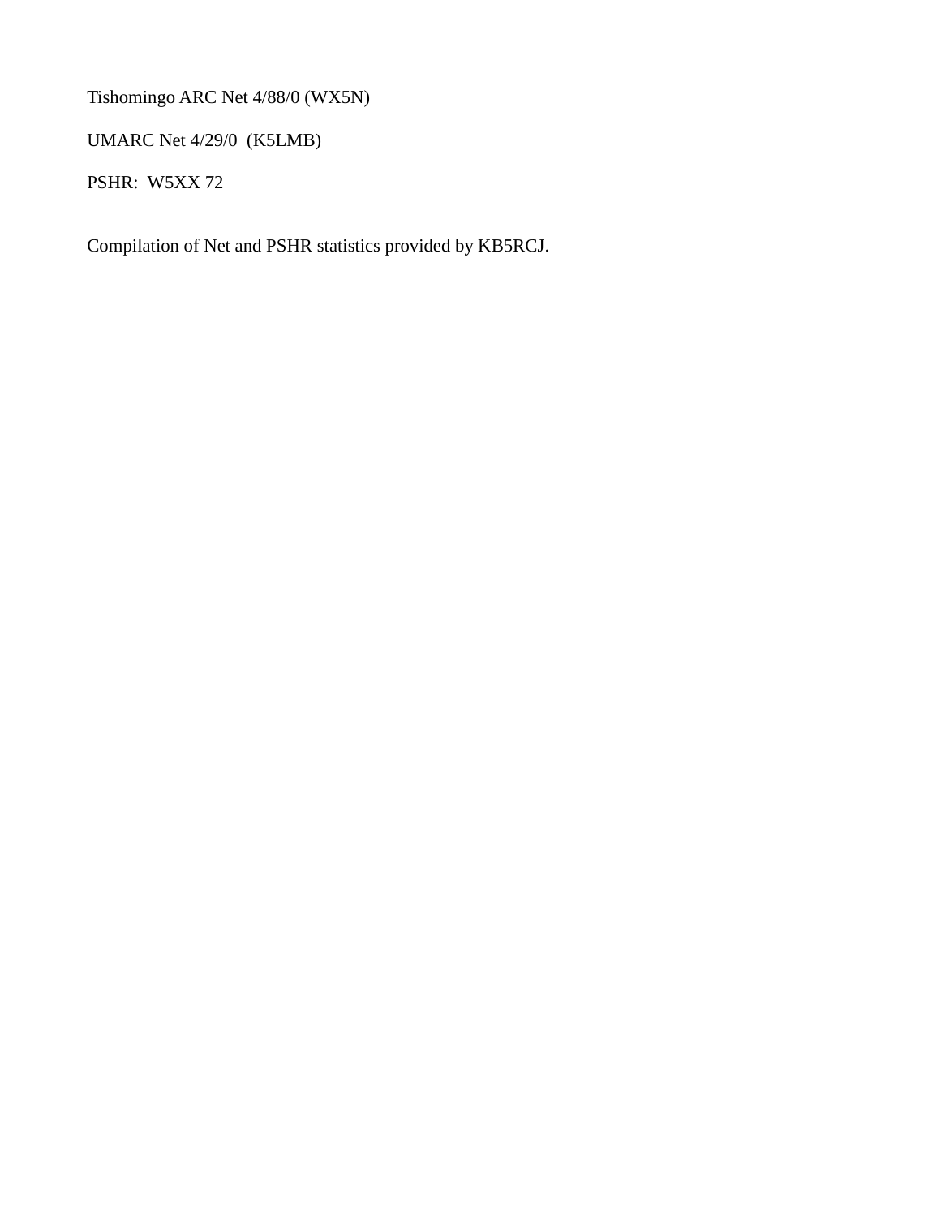Tishomingo ARC Net 4/88/0 (WX5N)

UMARC Net 4/29/0  (K5LMB)

PSHR:  W5XX 72

Compilation of Net and PSHR statistics provided by KB5RCJ.